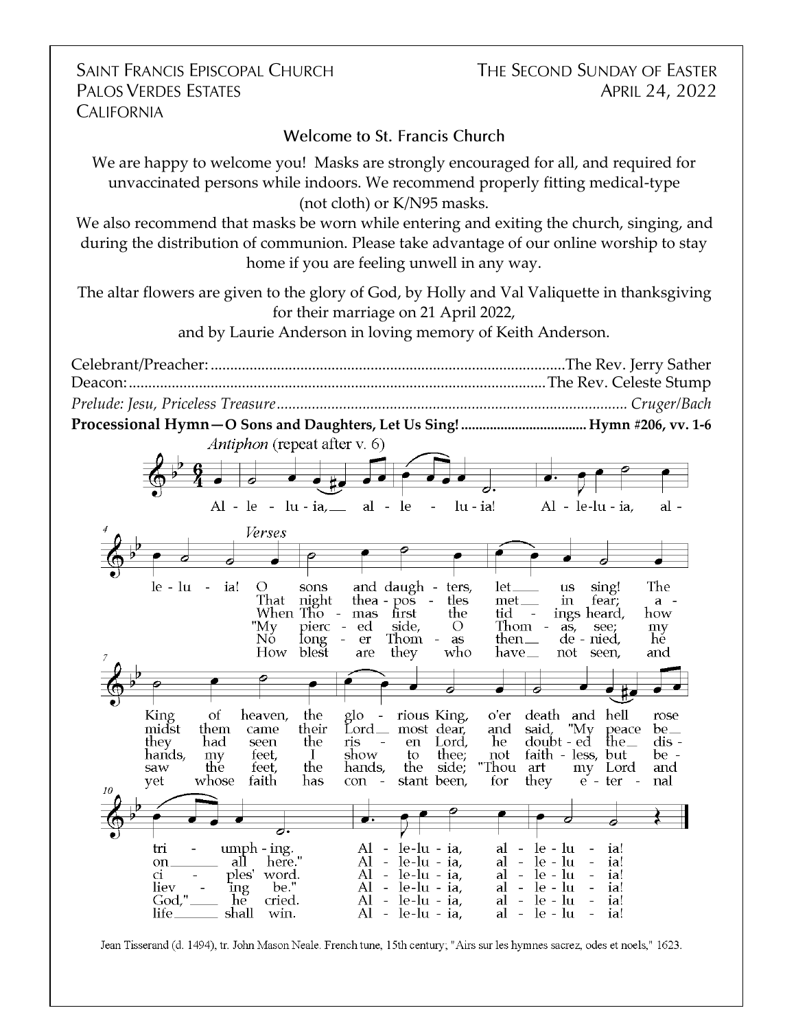SAINT FRANCIS EPISCOPAL CHURCH
PALOS VERDES ESTATES
CALIFORNIA

THE SECOND SUNDAY OF EASTER
APRIL 24, 2022

## Welcome to St. Francis Church

We are happy to welcome you! Masks are strongly encouraged for all, and required for unvaccinated persons while indoors. We recommend properly fitting medical-type (not cloth) or K/N95 masks.

We also recommend that masks be worn while entering and exiting the church, singing, and during the distribution of communion. Please take advantage of our online worship to stay home if you are feeling unwell in any way.

The altar flowers are given to the glory of God, by Holly and Val Valiquette in thanksgiving for their marriage on 21 April 2022,
and by Laurie Anderson in loving memory of Keith Anderson.

Celebrant/Preacher: ........................................................................................The Rev. Jerry Sather
Deacon: .........................................................................................................The Rev. Celeste Stump
*Prelude: Jesu, Priceless Treasure......................................................................................... Cruger/Bach*
**Processional Hymn—O Sons and Daughters, Let Us Sing! .................................. Hymn #206, vv. 1-6**

*Antiphon* (repeat after v. 6)

Alleluia, alleluia! Alleluia, alleluia!

*Verses*

1. O sons and daughters, let us sing! The King of heaven, the glorious King, o'er death and hell rose triumphing. Alleluia, alleluia!
2. That night the apostles met in fear; amidst them came their Lord most dear, and said, "My peace be on all here." Alleluia, alleluia!
3. When Thomas first the tidings heard, how they had seen the risen Lord, he doubted the disciples' word. Alleluia, alleluia!
4. "My pierced side, O Thomas, see; my hands, my feet, I show to thee; not faithless, but believing be." Alleluia, alleluia!
5. No longer Thomas then denied, he saw the feet, the hands, the side; "Thou art my Lord and God," he cried. Alleluia, alleluia!
6. How blest are they who have not seen, and yet whose faith has constant been, for they eternal life shall win. Alleluia, alleluia!

Jean Tisserand (d. 1494), tr. John Mason Neale. French tune, 15th century; "Airs sur les hymnes sacrez, odes et noels," 1623.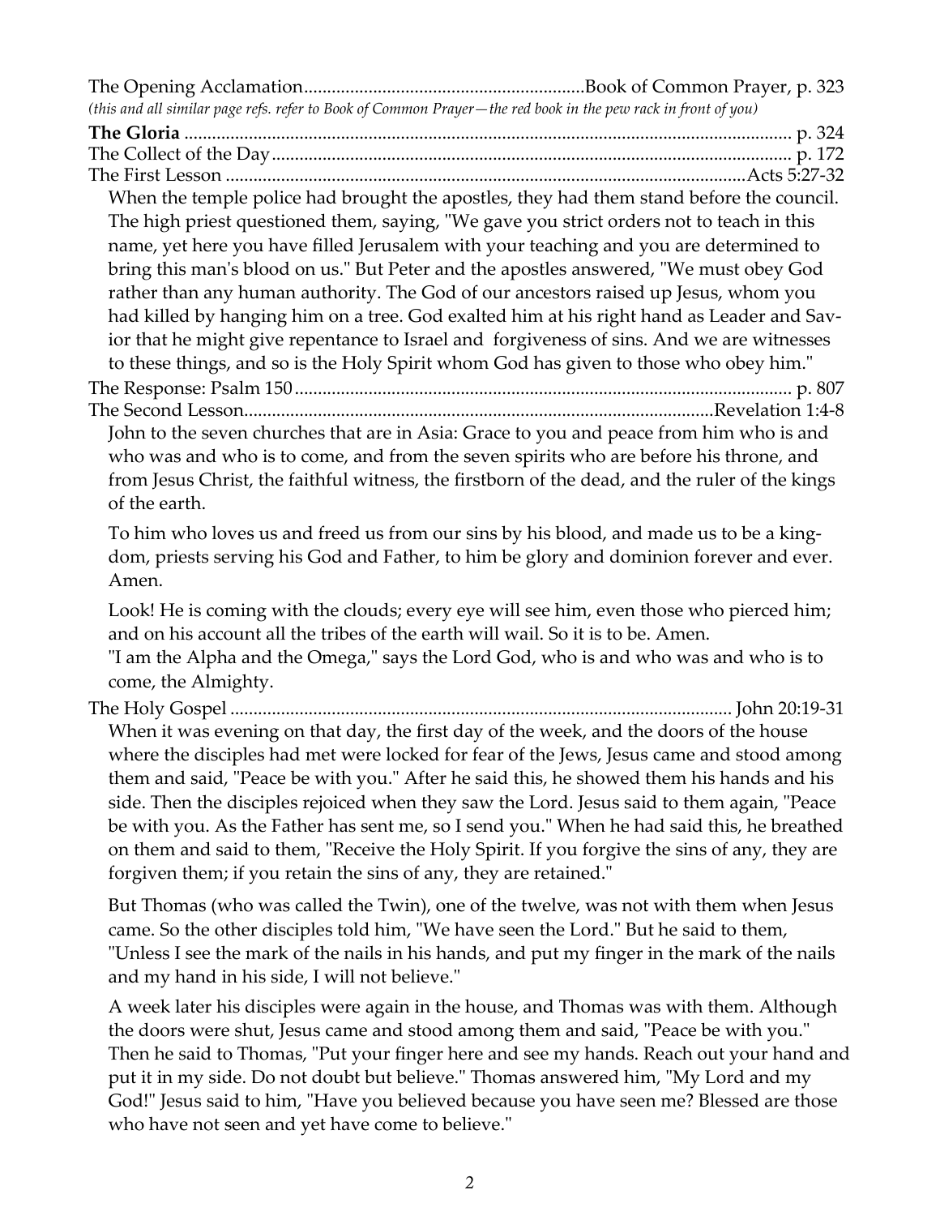The Opening Acclamation............................................................Book of Common Prayer, p. 323

*(this and all similar page refs. refer to Book of Common Prayer—the red book in the pew rack in front of you)*

**The Gloria** .................................................................................................................... p. 324

The Collect of the Day................................................................................................. p. 172

The First Lesson .................................................................................................Acts 5:27-32

When the temple police had brought the apostles, they had them stand before the council. The high priest questioned them, saying, "We gave you strict orders not to teach in this name, yet here you have filled Jerusalem with your teaching and you are determined to bring this man's blood on us." But Peter and the apostles answered, "We must obey God rather than any human authority. The God of our ancestors raised up Jesus, whom you had killed by hanging him on a tree. God exalted him at his right hand as Leader and Savior that he might give repentance to Israel and forgiveness of sins. And we are witnesses to these things, and so is the Holy Spirit whom God has given to those who obey him."

The Response: Psalm 150........................................................................................... p. 807

The Second Lesson...................................................................................................Revelation 1:4-8

John to the seven churches that are in Asia: Grace to you and peace from him who is and who was and who is to come, and from the seven spirits who are before his throne, and from Jesus Christ, the faithful witness, the firstborn of the dead, and the ruler of the kings of the earth.

To him who loves us and freed us from our sins by his blood, and made us to be a kingdom, priests serving his God and Father, to him be glory and dominion forever and ever. Amen.

Look! He is coming with the clouds; every eye will see him, even those who pierced him; and on his account all the tribes of the earth will wail. So it is to be. Amen.
"I am the Alpha and the Omega," says the Lord God, who is and who was and who is to come, the Almighty.

The Holy Gospel ............................................................................................................ John 20:19-31

When it was evening on that day, the first day of the week, and the doors of the house where the disciples had met were locked for fear of the Jews, Jesus came and stood among them and said, "Peace be with you." After he said this, he showed them his hands and his side. Then the disciples rejoiced when they saw the Lord. Jesus said to them again, "Peace be with you. As the Father has sent me, so I send you." When he had said this, he breathed on them and said to them, "Receive the Holy Spirit. If you forgive the sins of any, they are forgiven them; if you retain the sins of any, they are retained."

But Thomas (who was called the Twin), one of the twelve, was not with them when Jesus came. So the other disciples told him, "We have seen the Lord." But he said to them, "Unless I see the mark of the nails in his hands, and put my finger in the mark of the nails and my hand in his side, I will not believe."

A week later his disciples were again in the house, and Thomas was with them. Although the doors were shut, Jesus came and stood among them and said, "Peace be with you." Then he said to Thomas, "Put your finger here and see my hands. Reach out your hand and put it in my side. Do not doubt but believe." Thomas answered him, "My Lord and my God!" Jesus said to him, "Have you believed because you have seen me? Blessed are those who have not seen and yet have come to believe."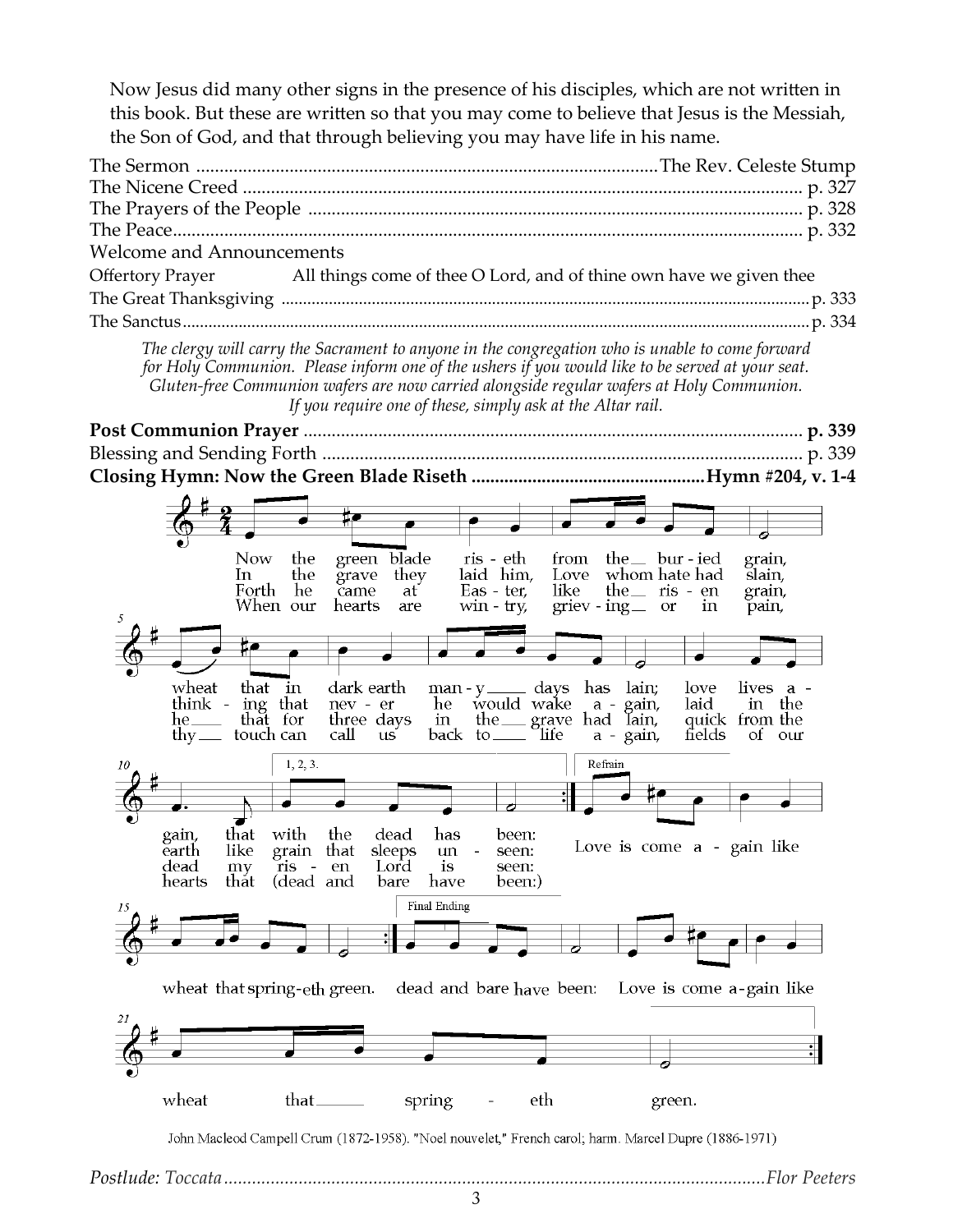Now Jesus did many other signs in the presence of his disciples, which are not written in this book. But these are written so that you may come to believe that Jesus is the Messiah, the Son of God, and that through believing you may have life in his name.

The Sermon ........................................ The Rev. Celeste Stump
The Nicene Creed ........................................ p. 327
The Prayers of the People ........................................ p. 328
The Peace ........................................ p. 332
Welcome and Announcements
Offertory Prayer All things come of thee O Lord, and of thine own have we given thee
The Great Thanksgiving ........................................ p. 333
The Sanctus ........................................ p. 334

*The clergy will carry the Sacrament to anyone in the congregation who is unable to come forward for Holy Communion. Please inform one of the ushers if you would like to be served at your seat. Gluten-free Communion wafers are now carried alongside regular wafers at Holy Communion. If you require one of these, simply ask at the Altar rail.*

**Post Communion Prayer ........................................ p. 339**
Blessing and Sending Forth ........................................ p. 339
**Closing Hymn: Now the Green Blade Riseth ........................................ Hymn #204, v. 1-4**

1. Now the green blade riseth from the buried grain, wheat that in dark earth many days has lain; love lives again, that with the dead has been:
2. In the grave they laid him, Love whom hate had slain, thinking that never he would wake again, laid in the earth like grain that sleeps unseen:
3. Forth he came at Easter, like the risen grain, he that for three days in the grave had lain, quick from the dead my risen Lord is seen:
4. When our hearts are wintry, grieving or in pain, thy touch can call us back to life again, fields of our hearts that (dead and bare have been:) dead and bare have been:

Refrain: Love is come again like wheat that springeth green.

Final Ending: Love is come again like wheat that springeth green.

John Macleod Campbell Crum (1872-1958). "Noel nouvelet," French carol; harm. Marcel Dupre (1886-1971)

*Postlude: Toccata ........................................ Flor Peeters*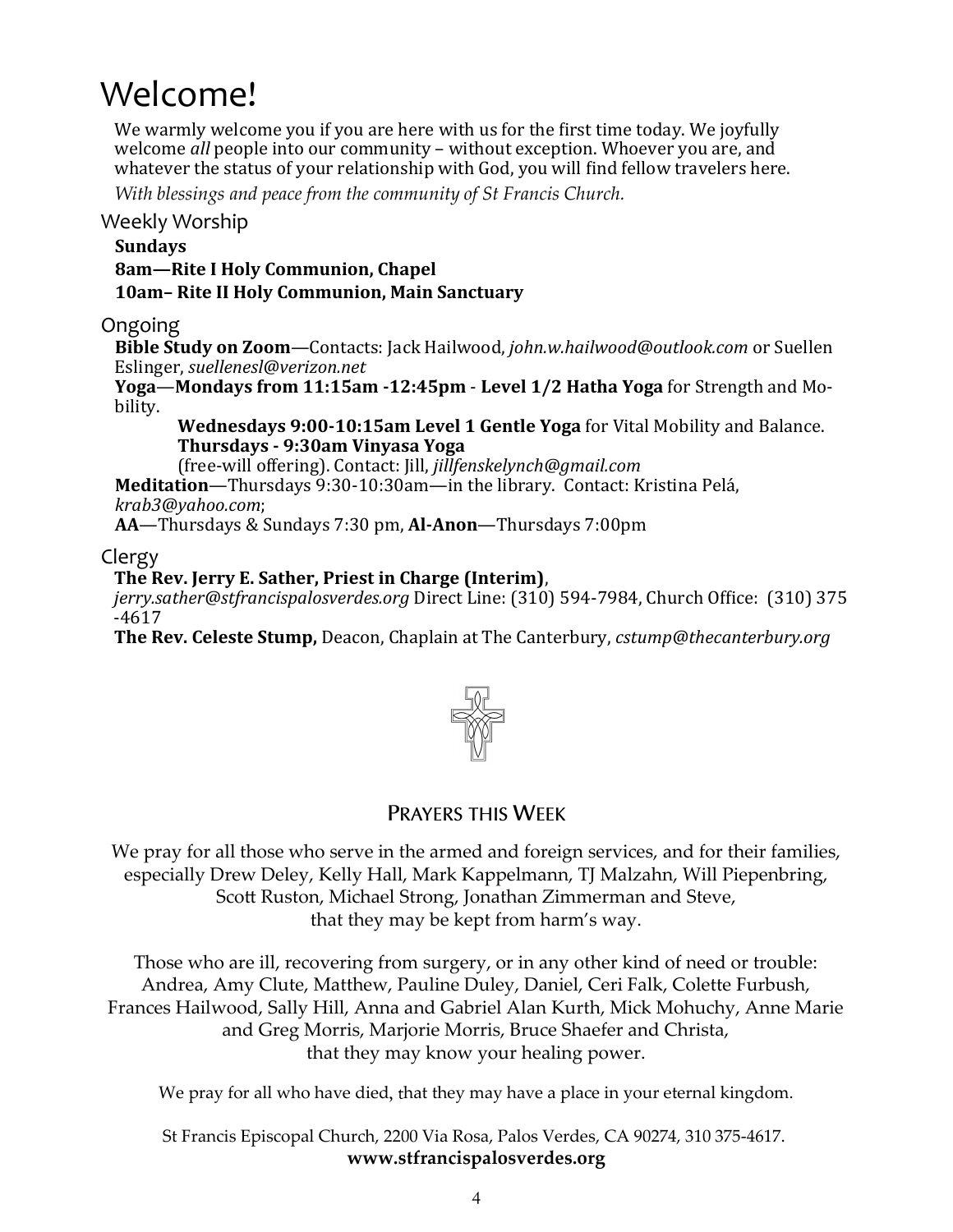# Welcome!

We warmly welcome you if you are here with us for the first time today. We joyfully welcome *all* people into our community – without exception. Whoever you are, and whatever the status of your relationship with God, you will find fellow travelers here.

*With blessings and peace from the community of St Francis Church.*

## Weekly Worship

**Sundays**

**8am—Rite I Holy Communion, Chapel**

**10am– Rite II Holy Communion, Main Sanctuary**

## Ongoing

**Bible Study on Zoom**—Contacts: Jack Hailwood, *john.w.hailwood@outlook.com* or Suellen Eslinger, *suellenesl@verizon.net*

**Yoga**—**Mondays from 11:15am -12:45pm** - **Level 1/2 Hatha Yoga** for Strength and Mobility.

**Wednesdays 9:00-10:15am Level 1 Gentle Yoga** for Vital Mobility and Balance.
**Thursdays - 9:30am Vinyasa Yoga**
(free-will offering). Contact: Jill, *jillfenskelynch@gmail.com*

**Meditation**—Thursdays 9:30-10:30am—in the library. Contact: Kristina Pelá, *krab3@yahoo.com*;

**AA**—Thursdays & Sundays 7:30 pm, **Al-Anon**—Thursdays 7:00pm

## Clergy

**The Rev. Jerry E. Sather, Priest in Charge (Interim)**, *jerry.sather@stfrancispalosverdes.org* Direct Line: (310) 594-7984, Church Office: (310) 375-4617

**The Rev. Celeste Stump,** Deacon, Chaplain at The Canterbury, *cstump@thecanterbury.org*

## Prayers this Week

We pray for all those who serve in the armed and foreign services, and for their families, especially Drew Deley, Kelly Hall, Mark Kappelmann, TJ Malzahn, Will Piepenbring, Scott Ruston, Michael Strong, Jonathan Zimmerman and Steve, that they may be kept from harm's way.

Those who are ill, recovering from surgery, or in any other kind of need or trouble: Andrea, Amy Clute, Matthew, Pauline Duley, Daniel, Ceri Falk, Colette Furbush, Frances Hailwood, Sally Hill, Anna and Gabriel Alan Kurth, Mick Mohuchy, Anne Marie and Greg Morris, Marjorie Morris, Bruce Shaefer and Christa, that they may know your healing power.

We pray for all who have died, that they may have a place in your eternal kingdom.

St Francis Episcopal Church, 2200 Via Rosa, Palos Verdes, CA 90274, 310 375-4617.
**www.stfrancispalosverdes.org**